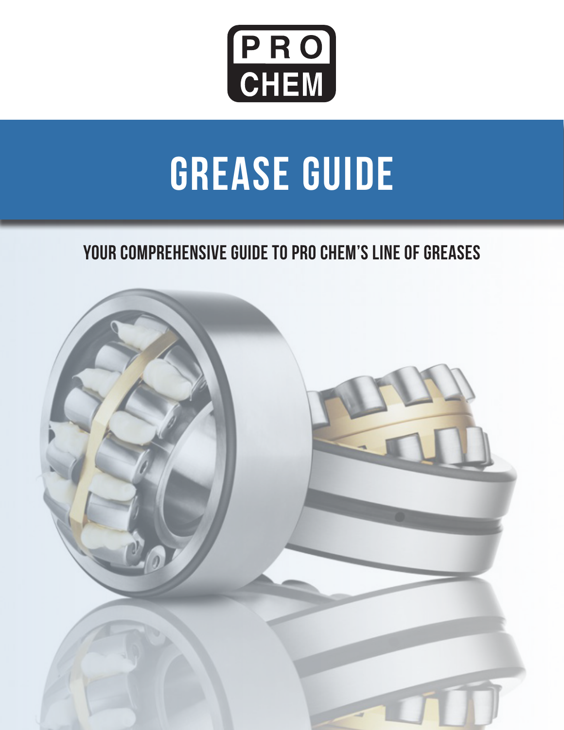PRO CHEM

# GREASE GUIDE

## YOUR COMPREHENSIVE GUIDE TO PRO CHEM'S LINE OF GREASES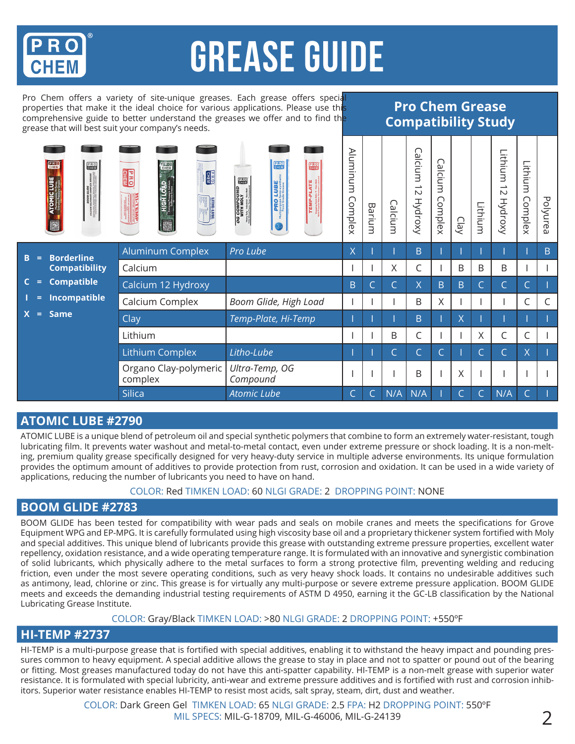# GREASE GUIDE

Pro Chem offers a variety of site-unique greases. Each grease offers special properties that make it the ideal choice for various applications. Please use this comprehensive guide to better understand the greases we offer and to find the grease that will best suit your company's needs.

## Pro Chem Grease Compatibility Study

| | | Aluminum Complex | Barium | Calcium | Calcium 12 Hydroxy | Calcium Complex | Clay | Lithium | Lithium 12 Hydroxy | Lithium Complex | Polyurea |
|---|---|---|---|---|---|---|---|---|---|---|---|
| Aluminum Complex | *Pro Lube* | X | I | I | B | I | I | I | I | I | B |
| Calcium | | I | I | X | C | I | B | B | B | I | I |
| Calcium 12 Hydroxy | | B | C | C | X | B | B | C | C | C | I |
| Calcium Complex | *Boom Glide, High Load* | I | I | I | B | X | I | I | I | C | C |
| Clay | *Temp-Plate, Hi-Temp* | I | I | I | B | I | X | I | I | I | I |
| Lithium | | I | I | B | C | I | I | X | C | C | I |
| Lithium Complex | *Litho-Lube* | I | I | C | C | C | I | C | C | X | I |
| Organo Clay-polymeric complex | *Ultra-Temp, OG Compound* | I | I | I | B | I | X | I | I | I | I |
| Silica | *Atomic Lube* | C | C | N/A | N/A | I | C | C | N/A | C | I |

**B = Borderline Compatibility**
**C = Compatible**
**I = Incompatible**
**X = Same**

## ATOMIC LUBE #2790

ATOMIC LUBE is a unique blend of petroleum oil and special synthetic polymers that combine to form an extremely water-resistant, tough lubricating film. It prevents water washout and metal-to-metal contact, even under extreme pressure or shock loading. It is a non-melting, premium quality grease specifically designed for very heavy-duty service in multiple adverse environments. Its unique formulation provides the optimum amount of additives to provide protection from rust, corrosion and oxidation. It can be used in a wide variety of applications, reducing the number of lubricants you need to have on hand.

COLOR: Red TIMKEN LOAD: 60 NLGI GRADE: 2 DROPPING POINT: NONE

## BOOM GLIDE #2783

BOOM GLIDE has been tested for compatibility with wear pads and seals on mobile cranes and meets the specifications for Grove Equipment WPG and EP-MPG. It is carefully formulated using high viscosity base oil and a proprietary thickener system fortified with Moly and special additives. This unique blend of lubricants provide this grease with outstanding extreme pressure properties, excellent water repellency, oxidation resistance, and a wide operating temperature range. It is formulated with an innovative and synergistic combination of solid lubricants, which physically adhere to the metal surfaces to form a strong protective film, preventing welding and reducing friction, even under the most severe operating conditions, such as very heavy shock loads. It contains no undesirable additives such as antimony, lead, chlorine or zinc. This grease is for virtually any multi-purpose or severe extreme pressure application. BOOM GLIDE meets and exceeds the demanding industrial testing requirements of ASTM D 4950, earning it the GC-LB classification by the National Lubricating Grease Institute.

COLOR: Gray/Black TIMKEN LOAD: >80 NLGI GRADE: 2 DROPPING POINT: +550ºF

## HI-TEMP #2737

HI-TEMP is a multi-purpose grease that is fortified with special additives, enabling it to withstand the heavy impact and pounding pressures common to heavy equipment. A special additive allows the grease to stay in place and not to spatter or pound out of the bearing or fitting. Most greases manufactured today do not have this anti-spatter capability. HI-TEMP is a non-melt grease with superior water resistance. It is formulated with special lubricity, anti-wear and extreme pressure additives and is fortified with rust and corrosion inhibitors. Superior water resistance enables HI-TEMP to resist most acids, salt spray, steam, dirt, dust and weather.

COLOR: Dark Green Gel TIMKEN LOAD: 65 NLGI GRADE: 2.5 FPA: H2 DROPPING POINT: 550ºF
MIL SPECS: MIL-G-18709, MIL-G-46006, MIL-G-24139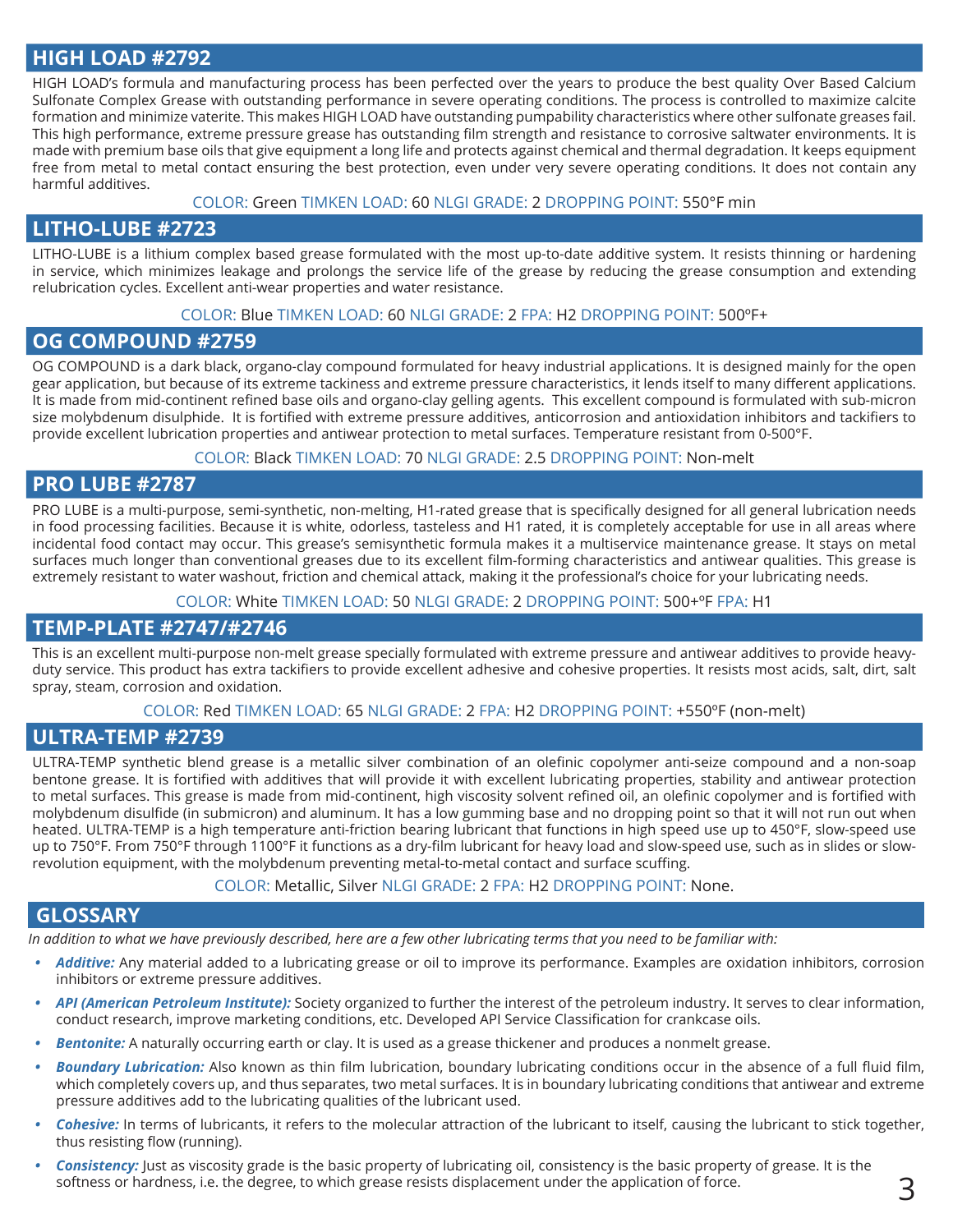## HIGH LOAD #2792

HIGH LOAD's formula and manufacturing process has been perfected over the years to produce the best quality Over Based Calcium Sulfonate Complex Grease with outstanding performance in severe operating conditions. The process is controlled to maximize calcite formation and minimize vaterite. This makes HIGH LOAD have outstanding pumpability characteristics where other sulfonate greases fail. This high performance, extreme pressure grease has outstanding film strength and resistance to corrosive saltwater environments. It is made with premium base oils that give equipment a long life and protects against chemical and thermal degradation. It keeps equipment free from metal to metal contact ensuring the best protection, even under very severe operating conditions. It does not contain any harmful additives.

COLOR: Green TIMKEN LOAD: 60 NLGI GRADE: 2 DROPPING POINT: 550°F min

## LITHO-LUBE #2723

LITHO-LUBE is a lithium complex based grease formulated with the most up-to-date additive system. It resists thinning or hardening in service, which minimizes leakage and prolongs the service life of the grease by reducing the grease consumption and extending relubrication cycles. Excellent anti-wear properties and water resistance.

COLOR: Blue TIMKEN LOAD: 60 NLGI GRADE: 2 FPA: H2 DROPPING POINT: 500ºF+

## OG COMPOUND #2759

OG COMPOUND is a dark black, organo-clay compound formulated for heavy industrial applications. It is designed mainly for the open gear application, but because of its extreme tackiness and extreme pressure characteristics, it lends itself to many different applications. It is made from mid-continent refined base oils and organo-clay gelling agents. This excellent compound is formulated with sub-micron size molybdenum disulphide. It is fortified with extreme pressure additives, anticorrosion and antioxidation inhibitors and tackifiers to provide excellent lubrication properties and antiwear protection to metal surfaces. Temperature resistant from 0-500°F.

COLOR: Black TIMKEN LOAD: 70 NLGI GRADE: 2.5 DROPPING POINT: Non-melt

## PRO LUBE #2787

PRO LUBE is a multi-purpose, semi-synthetic, non-melting, H1-rated grease that is specifically designed for all general lubrication needs in food processing facilities. Because it is white, odorless, tasteless and H1 rated, it is completely acceptable for use in all areas where incidental food contact may occur. This grease's semisynthetic formula makes it a multiservice maintenance grease. It stays on metal surfaces much longer than conventional greases due to its excellent film-forming characteristics and antiwear qualities. This grease is extremely resistant to water washout, friction and chemical attack, making it the professional's choice for your lubricating needs.

COLOR: White TIMKEN LOAD: 50 NLGI GRADE: 2 DROPPING POINT: 500+ºF FPA: H1

## TEMP-PLATE #2747/#2746

This is an excellent multi-purpose non-melt grease specially formulated with extreme pressure and antiwear additives to provide heavy-duty service. This product has extra tackifiers to provide excellent adhesive and cohesive properties. It resists most acids, salt, dirt, salt spray, steam, corrosion and oxidation.

COLOR: Red TIMKEN LOAD: 65 NLGI GRADE: 2 FPA: H2 DROPPING POINT: +550ºF (non-melt)

## ULTRA-TEMP #2739

ULTRA-TEMP synthetic blend grease is a metallic silver combination of an olefinic copolymer anti-seize compound and a non-soap bentone grease. It is fortified with additives that will provide it with excellent lubricating properties, stability and antiwear protection to metal surfaces. This grease is made from mid-continent, high viscosity solvent refined oil, an olefinic copolymer and is fortified with molybdenum disulfide (in submicron) and aluminum. It has a low gumming base and no dropping point so that it will not run out when heated. ULTRA-TEMP is a high temperature anti-friction bearing lubricant that functions in high speed use up to 450°F, slow-speed use up to 750°F. From 750°F through 1100°F it functions as a dry-film lubricant for heavy load and slow-speed use, such as in slides or slow-revolution equipment, with the molybdenum preventing metal-to-metal contact and surface scuffing.

COLOR: Metallic, Silver NLGI GRADE: 2 FPA: H2 DROPPING POINT: None.

## GLOSSARY

*In addition to what we have previously described, here are a few other lubricating terms that you need to be familiar with:*

- ***Additive:*** Any material added to a lubricating grease or oil to improve its performance. Examples are oxidation inhibitors, corrosion inhibitors or extreme pressure additives.
- ***API (American Petroleum Institute):*** Society organized to further the interest of the petroleum industry. It serves to clear information, conduct research, improve marketing conditions, etc. Developed API Service Classification for crankcase oils.
- ***Bentonite:*** A naturally occurring earth or clay. It is used as a grease thickener and produces a nonmelt grease.
- ***Boundary Lubrication:*** Also known as thin film lubrication, boundary lubricating conditions occur in the absence of a full fluid film, which completely covers up, and thus separates, two metal surfaces. It is in boundary lubricating conditions that antiwear and extreme pressure additives add to the lubricating qualities of the lubricant used.
- ***Cohesive:*** In terms of lubricants, it refers to the molecular attraction of the lubricant to itself, causing the lubricant to stick together, thus resisting flow (running).
- ***Consistency:*** Just as viscosity grade is the basic property of lubricating oil, consistency is the basic property of grease. It is the softness or hardness, i.e. the degree, to which grease resists displacement under the application of force.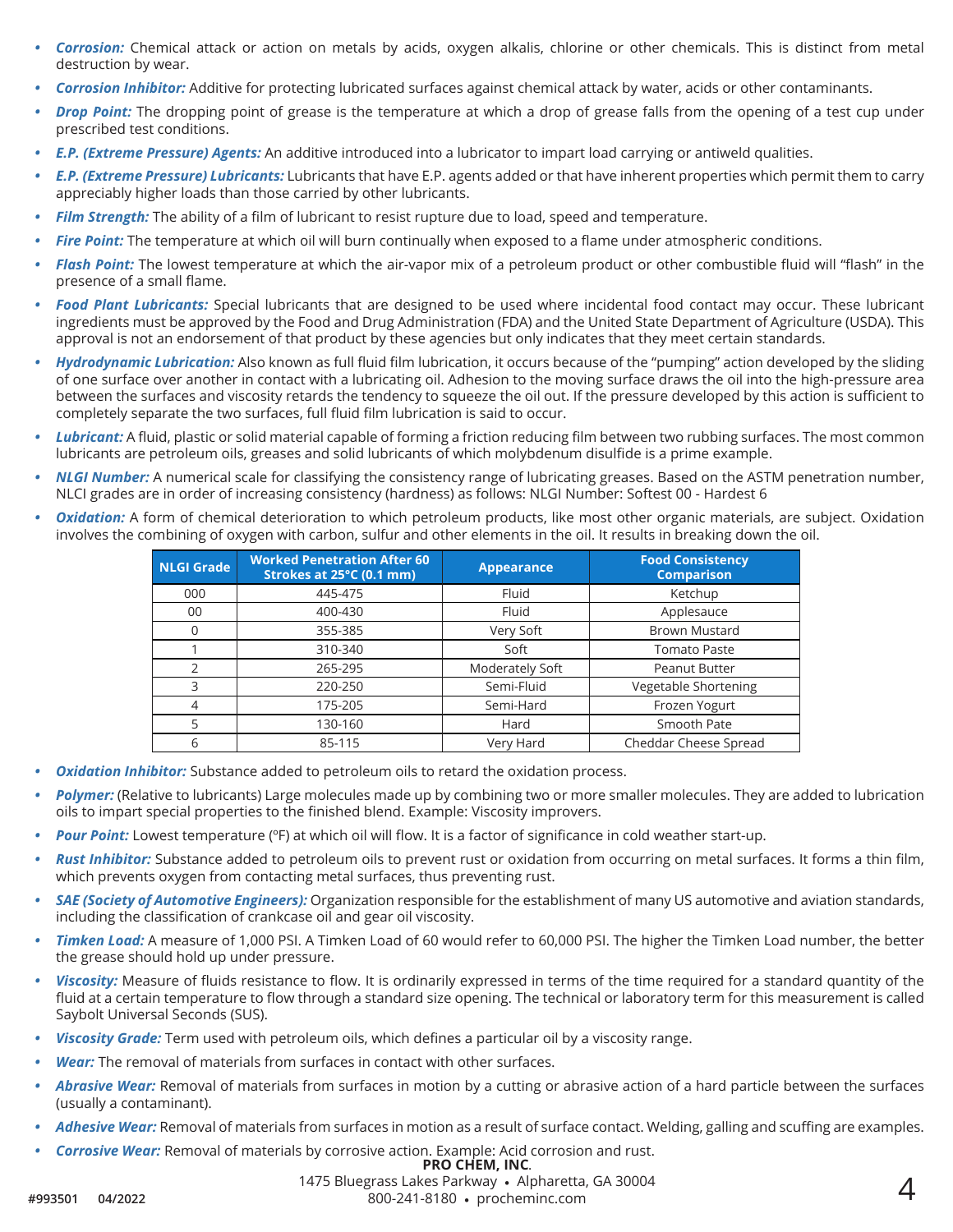- ***Corrosion:*** Chemical attack or action on metals by acids, oxygen alkalis, chlorine or other chemicals. This is distinct from metal destruction by wear.
- ***Corrosion Inhibitor:*** Additive for protecting lubricated surfaces against chemical attack by water, acids or other contaminants.
- ***Drop Point:*** The dropping point of grease is the temperature at which a drop of grease falls from the opening of a test cup under prescribed test conditions.
- ***E.P. (Extreme Pressure) Agents:*** An additive introduced into a lubricator to impart load carrying or antiweld qualities.
- ***E.P. (Extreme Pressure) Lubricants:*** Lubricants that have E.P. agents added or that have inherent properties which permit them to carry appreciably higher loads than those carried by other lubricants.
- ***Film Strength:*** The ability of a film of lubricant to resist rupture due to load, speed and temperature.
- ***Fire Point:*** The temperature at which oil will burn continually when exposed to a flame under atmospheric conditions.
- ***Flash Point:*** The lowest temperature at which the air-vapor mix of a petroleum product or other combustible fluid will "flash" in the presence of a small flame.
- ***Food Plant Lubricants:*** Special lubricants that are designed to be used where incidental food contact may occur. These lubricant ingredients must be approved by the Food and Drug Administration (FDA) and the United State Department of Agriculture (USDA). This approval is not an endorsement of that product by these agencies but only indicates that they meet certain standards.
- ***Hydrodynamic Lubrication:*** Also known as full fluid film lubrication, it occurs because of the "pumping" action developed by the sliding of one surface over another in contact with a lubricating oil. Adhesion to the moving surface draws the oil into the high-pressure area between the surfaces and viscosity retards the tendency to squeeze the oil out. If the pressure developed by this action is sufficient to completely separate the two surfaces, full fluid film lubrication is said to occur.
- ***Lubricant:*** A fluid, plastic or solid material capable of forming a friction reducing film between two rubbing surfaces. The most common lubricants are petroleum oils, greases and solid lubricants of which molybdenum disulfide is a prime example.
- ***NLGI Number:*** A numerical scale for classifying the consistency range of lubricating greases. Based on the ASTM penetration number, NLCI grades are in order of increasing consistency (hardness) as follows: NLGI Number: Softest 00 - Hardest 6
- ***Oxidation:*** A form of chemical deterioration to which petroleum products, like most other organic materials, are subject. Oxidation involves the combining of oxygen with carbon, sulfur and other elements in the oil. It results in breaking down the oil.

| NLGI Grade | Worked Penetration After 60 Strokes at 25°C (0.1 mm) | Appearance | Food Consistency Comparison |
|---|---|---|---|
| 000 | 445-475 | Fluid | Ketchup |
| 00 | 400-430 | Fluid | Applesauce |
| 0 | 355-385 | Very Soft | Brown Mustard |
| 1 | 310-340 | Soft | Tomato Paste |
| 2 | 265-295 | Moderately Soft | Peanut Butter |
| 3 | 220-250 | Semi-Fluid | Vegetable Shortening |
| 4 | 175-205 | Semi-Hard | Frozen Yogurt |
| 5 | 130-160 | Hard | Smooth Pate |
| 6 | 85-115 | Very Hard | Cheddar Cheese Spread |

- ***Oxidation Inhibitor:*** Substance added to petroleum oils to retard the oxidation process.
- ***Polymer:*** (Relative to lubricants) Large molecules made up by combining two or more smaller molecules. They are added to lubrication oils to impart special properties to the finished blend. Example: Viscosity improvers.
- ***Pour Point:*** Lowest temperature (ºF) at which oil will flow. It is a factor of significance in cold weather start-up.
- ***Rust Inhibitor:*** Substance added to petroleum oils to prevent rust or oxidation from occurring on metal surfaces. It forms a thin film, which prevents oxygen from contacting metal surfaces, thus preventing rust.
- ***SAE (Society of Automotive Engineers):*** Organization responsible for the establishment of many US automotive and aviation standards, including the classification of crankcase oil and gear oil viscosity.
- ***Timken Load:*** A measure of 1,000 PSI. A Timken Load of 60 would refer to 60,000 PSI. The higher the Timken Load number, the better the grease should hold up under pressure.
- ***Viscosity:*** Measure of fluids resistance to flow. It is ordinarily expressed in terms of the time required for a standard quantity of the fluid at a certain temperature to flow through a standard size opening. The technical or laboratory term for this measurement is called Saybolt Universal Seconds (SUS).
- ***Viscosity Grade:*** Term used with petroleum oils, which defines a particular oil by a viscosity range.
- ***Wear:*** The removal of materials from surfaces in contact with other surfaces.
- ***Abrasive Wear:*** Removal of materials from surfaces in motion by a cutting or abrasive action of a hard particle between the surfaces (usually a contaminant).
- ***Adhesive Wear:*** Removal of materials from surfaces in motion as a result of surface contact. Welding, galling and scuffing are examples.
- ***Corrosive Wear:*** Removal of materials by corrosive action. Example: Acid corrosion and rust.

**PRO CHEM, INC.**
1475 Bluegrass Lakes Parkway • Alpharetta, GA 30004
800-241-8180 • procheminc.com

#993501 04/2022